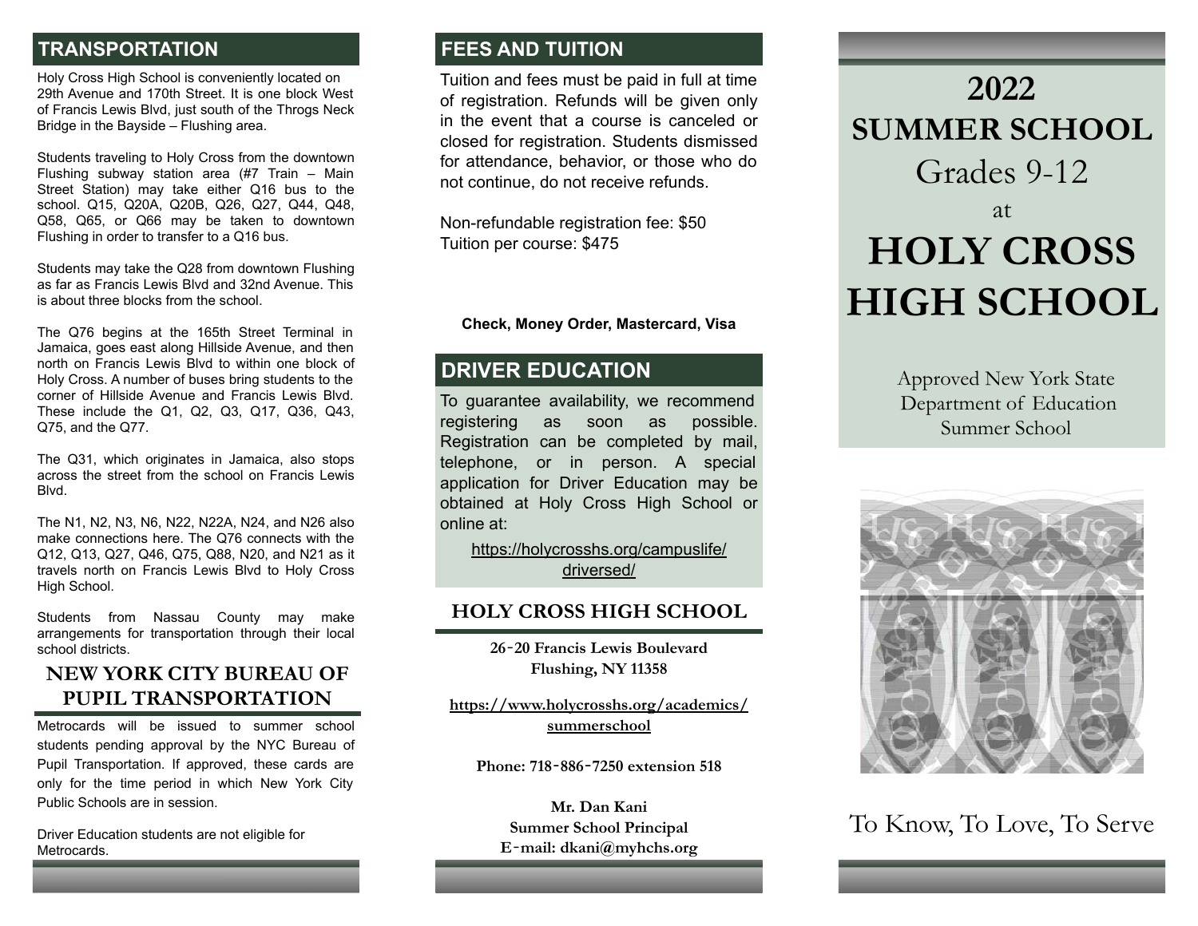## TRANSPORTATION

Holy Cross High School is conveniently located on 29th Avenue and 170th Street. It is one block West of Francis Lewis Blvd, just south of the Throgs Neck Bridge in the Bayside – Flushing area.

Students traveling to Holy Cross from the downtown Flushing subway station area (#7 Train – Main Street Station) may take either Q16 bus to the school. Q15, Q20A, Q20B, Q26, Q27, Q44, Q48, Q58, Q65, or Q66 may be taken to downtown Flushing in order to transfer to a Q16 bus.

Students may take the Q28 from downtown Flushing as far as Francis Lewis Blvd and 32nd Avenue. This is about three blocks from the school.

The Q76 begins at the 165th Street Terminal in Jamaica, goes east along Hillside Avenue, and then north on Francis Lewis Blvd to within one block of Holy Cross. A number of buses bring students to the corner of Hillside Avenue and Francis Lewis Blvd. These include the Q1, Q2, Q3, Q17, Q36, Q43, Q75, and the Q77.

The Q31, which originates in Jamaica, also stops across the street from the school on Francis Lewis Blvd.

The N1, N2, N3, N6, N22, N22A, N24, and N26 also make connections here. The Q76 connects with the Q12, Q13, Q27, Q46, Q75, Q88, N20, and N21 as it travels north on Francis Lewis Blvd to Holy Cross High School.

Students from Nassau County may make arrangements for transportation through their local school districts.

## NEW YORK CITY BUREAU OF PUPIL TRANSPORTATION

Metrocards will be issued to summer school students pending approval by the NYC Bureau of Pupil Transportation. If approved, these cards are only for the time period in which New York City Public Schools are in session.

Driver Education students are not eligible for Metrocards.

## FEES AND TUITION

Tuition and fees must be paid in full at time of registration. Refunds will be given only in the event that a course is canceled or closed for registration. Students dismissed for attendance, behavior, or those who do not continue, do not receive refunds.

Non-refundable registration fee: $50
Tuition per course: $475

**Check, Money Order, Mastercard, Visa**

## DRIVER EDUCATION

To guarantee availability, we recommend registering as soon as possible. Registration can be completed by mail, telephone, or in person. A special application for Driver Education may be obtained at Holy Cross High School or online at:

https://holycrosshs.org/campuslife/driversed/

## HOLY CROSS HIGH SCHOOL

**26-20 Francis Lewis Boulevard**
**Flushing, NY 11358**

**https://www.holycrosshs.org/academics/summerschool**

**Phone: 718-886-7250 extension 518**

**Mr. Dan Kani**
**Summer School Principal**
**E-mail: dkani@myhchs.org**

# 2022 SUMMER SCHOOL

Grades 9-12

at

# HOLY CROSS HIGH SCHOOL

Approved New York State Department of Education Summer School

To Know, To Love, To Serve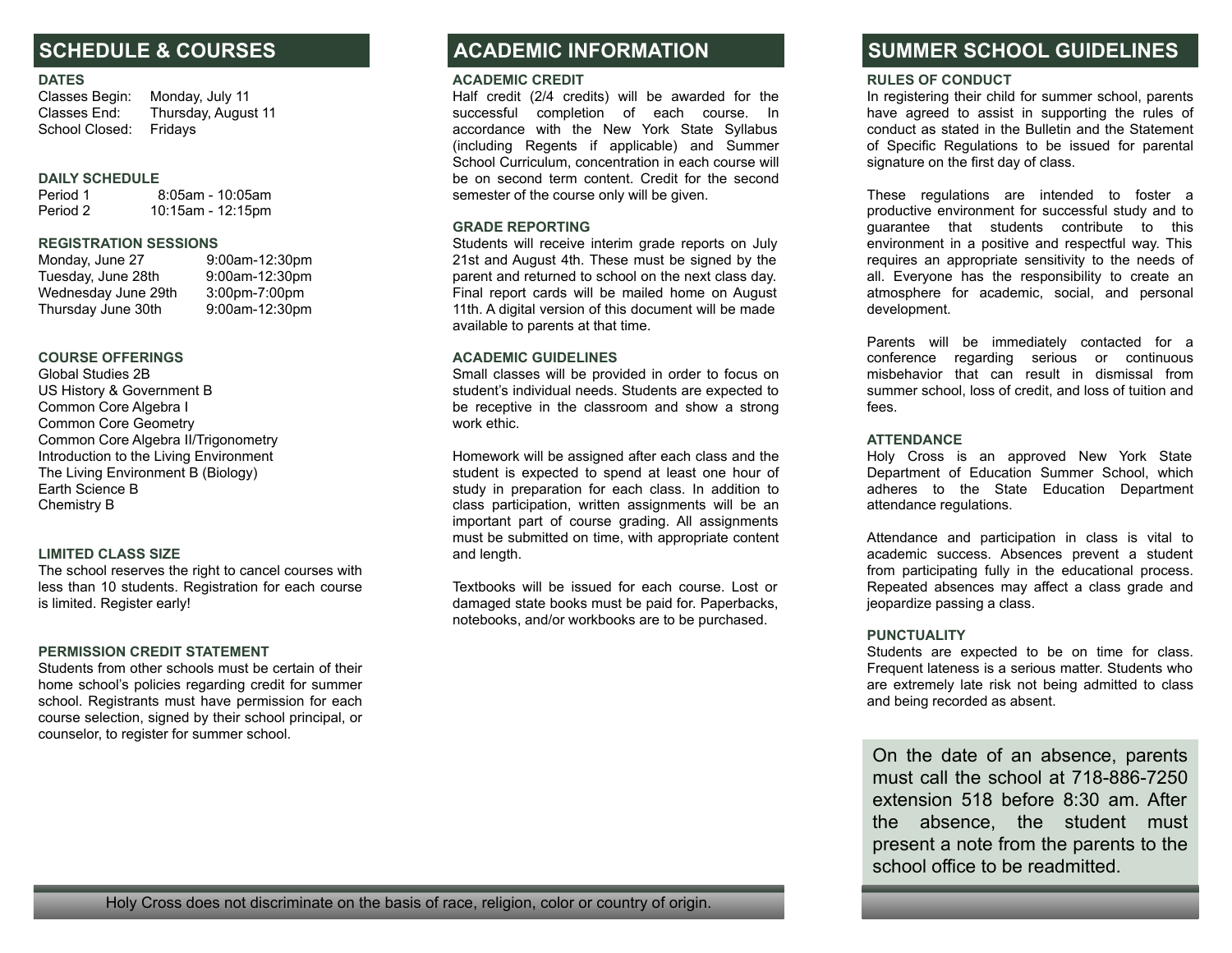## SCHEDULE & COURSES

### DATES

| | |
|---|---|
| Classes Begin: | Monday, July 11 |
| Classes End: | Thursday, August 11 |
| School Closed: | Fridays |

### DAILY SCHEDULE

| | |
|---|---|
| Period 1 | 8:05am - 10:05am |
| Period 2 | 10:15am - 12:15pm |

### REGISTRATION SESSIONS

| | |
|---|---|
| Monday, June 27 | 9:00am-12:30pm |
| Tuesday, June 28th | 9:00am-12:30pm |
| Wednesday June 29th | 3:00pm-7:00pm |
| Thursday June 30th | 9:00am-12:30pm |

### COURSE OFFERINGS

Global Studies 2B
US History & Government B
Common Core Algebra I
Common Core Geometry
Common Core Algebra II/Trigonometry
Introduction to the Living Environment
The Living Environment B (Biology)
Earth Science B
Chemistry B

### LIMITED CLASS SIZE

The school reserves the right to cancel courses with less than 10 students. Registration for each course is limited. Register early!

### PERMISSION CREDIT STATEMENT

Students from other schools must be certain of their home school's policies regarding credit for summer school. Registrants must have permission for each course selection, signed by their school principal, or counselor, to register for summer school.

## ACADEMIC INFORMATION

### ACADEMIC CREDIT

Half credit (2/4 credits) will be awarded for the successful completion of each course. In accordance with the New York State Syllabus (including Regents if applicable) and Summer School Curriculum, concentration in each course will be on second term content. Credit for the second semester of the course only will be given.

### GRADE REPORTING

Students will receive interim grade reports on July 21st and August 4th. These must be signed by the parent and returned to school on the next class day. Final report cards will be mailed home on August 11th. A digital version of this document will be made available to parents at that time.

### ACADEMIC GUIDELINES

Small classes will be provided in order to focus on student's individual needs. Students are expected to be receptive in the classroom and show a strong work ethic.

Homework will be assigned after each class and the student is expected to spend at least one hour of study in preparation for each class. In addition to class participation, written assignments will be an important part of course grading. All assignments must be submitted on time, with appropriate content and length.

Textbooks will be issued for each course. Lost or damaged state books must be paid for. Paperbacks, notebooks, and/or workbooks are to be purchased.

## SUMMER SCHOOL GUIDELINES

### RULES OF CONDUCT

In registering their child for summer school, parents have agreed to assist in supporting the rules of conduct as stated in the Bulletin and the Statement of Specific Regulations to be issued for parental signature on the first day of class.

These regulations are intended to foster a productive environment for successful study and to guarantee that students contribute to this environment in a positive and respectful way. This requires an appropriate sensitivity to the needs of all. Everyone has the responsibility to create an atmosphere for academic, social, and personal development.

Parents will be immediately contacted for a conference regarding serious or continuous misbehavior that can result in dismissal from summer school, loss of credit, and loss of tuition and fees.

### ATTENDANCE

Holy Cross is an approved New York State Department of Education Summer School, which adheres to the State Education Department attendance regulations.

Attendance and participation in class is vital to academic success. Absences prevent a student from participating fully in the educational process. Repeated absences may affect a class grade and jeopardize passing a class.

### PUNCTUALITY

Students are expected to be on time for class. Frequent lateness is a serious matter. Students who are extremely late risk not being admitted to class and being recorded as absent.

On the date of an absence, parents must call the school at 718-886-7250 extension 518 before 8:30 am. After the absence, the student must present a note from the parents to the school office to be readmitted.

Holy Cross does not discriminate on the basis of race, religion, color or country of origin.